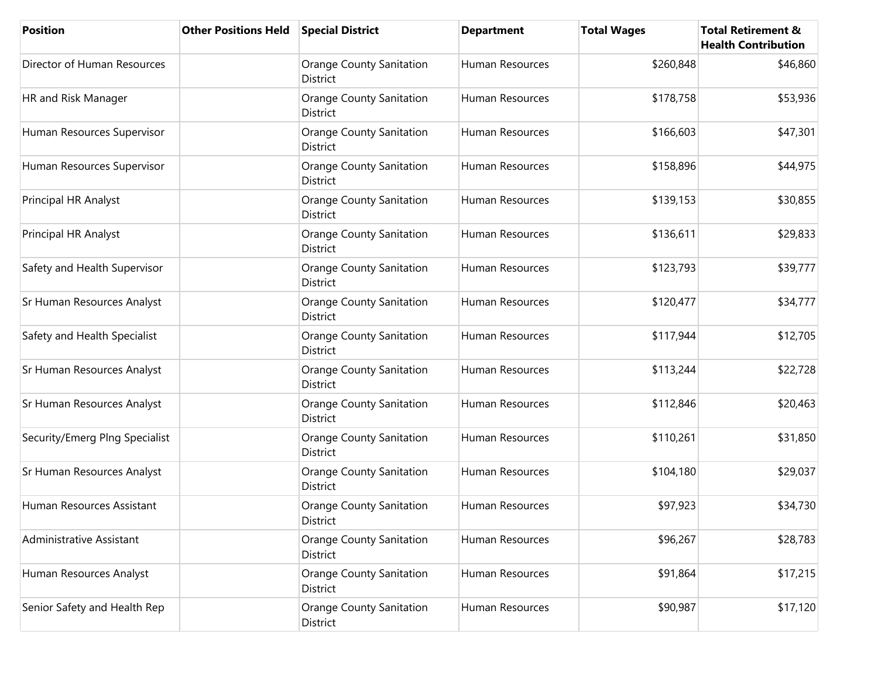| Position | Other Positions Held | Special District | Department | Total Wages | Total Retirement & Health Contribution |
| --- | --- | --- | --- | --- | --- |
| Director of Human Resources | | Orange County Sanitation District | Human Resources | $260,848 | $46,860 |
| HR and Risk Manager | | Orange County Sanitation District | Human Resources | $178,758 | $53,936 |
| Human Resources Supervisor | | Orange County Sanitation District | Human Resources | $166,603 | $47,301 |
| Human Resources Supervisor | | Orange County Sanitation District | Human Resources | $158,896 | $44,975 |
| Principal HR Analyst | | Orange County Sanitation District | Human Resources | $139,153 | $30,855 |
| Principal HR Analyst | | Orange County Sanitation District | Human Resources | $136,611 | $29,833 |
| Safety and Health Supervisor | | Orange County Sanitation District | Human Resources | $123,793 | $39,777 |
| Sr Human Resources Analyst | | Orange County Sanitation District | Human Resources | $120,477 | $34,777 |
| Safety and Health Specialist | | Orange County Sanitation District | Human Resources | $117,944 | $12,705 |
| Sr Human Resources Analyst | | Orange County Sanitation District | Human Resources | $113,244 | $22,728 |
| Sr Human Resources Analyst | | Orange County Sanitation District | Human Resources | $112,846 | $20,463 |
| Security/Emerg Plng Specialist | | Orange County Sanitation District | Human Resources | $110,261 | $31,850 |
| Sr Human Resources Analyst | | Orange County Sanitation District | Human Resources | $104,180 | $29,037 |
| Human Resources Assistant | | Orange County Sanitation District | Human Resources | $97,923 | $34,730 |
| Administrative Assistant | | Orange County Sanitation District | Human Resources | $96,267 | $28,783 |
| Human Resources Analyst | | Orange County Sanitation District | Human Resources | $91,864 | $17,215 |
| Senior Safety and Health Rep | | Orange County Sanitation District | Human Resources | $90,987 | $17,120 |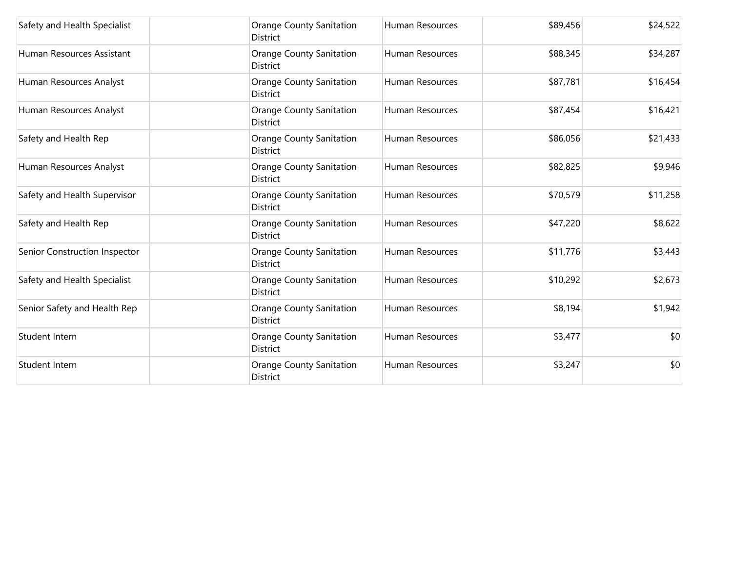| | | | | | |
|---|---|---|---|---|---|
| Safety and Health Specialist | | Orange County Sanitation District | Human Resources | $89,456 | $24,522 |
| Human Resources Assistant | | Orange County Sanitation District | Human Resources | $88,345 | $34,287 |
| Human Resources Analyst | | Orange County Sanitation District | Human Resources | $87,781 | $16,454 |
| Human Resources Analyst | | Orange County Sanitation District | Human Resources | $87,454 | $16,421 |
| Safety and Health Rep | | Orange County Sanitation District | Human Resources | $86,056 | $21,433 |
| Human Resources Analyst | | Orange County Sanitation District | Human Resources | $82,825 | $9,946 |
| Safety and Health Supervisor | | Orange County Sanitation District | Human Resources | $70,579 | $11,258 |
| Safety and Health Rep | | Orange County Sanitation District | Human Resources | $47,220 | $8,622 |
| Senior Construction Inspector | | Orange County Sanitation District | Human Resources | $11,776 | $3,443 |
| Safety and Health Specialist | | Orange County Sanitation District | Human Resources | $10,292 | $2,673 |
| Senior Safety and Health Rep | | Orange County Sanitation District | Human Resources | $8,194 | $1,942 |
| Student Intern | | Orange County Sanitation District | Human Resources | $3,477 | $0 |
| Student Intern | | Orange County Sanitation District | Human Resources | $3,247 | $0 |